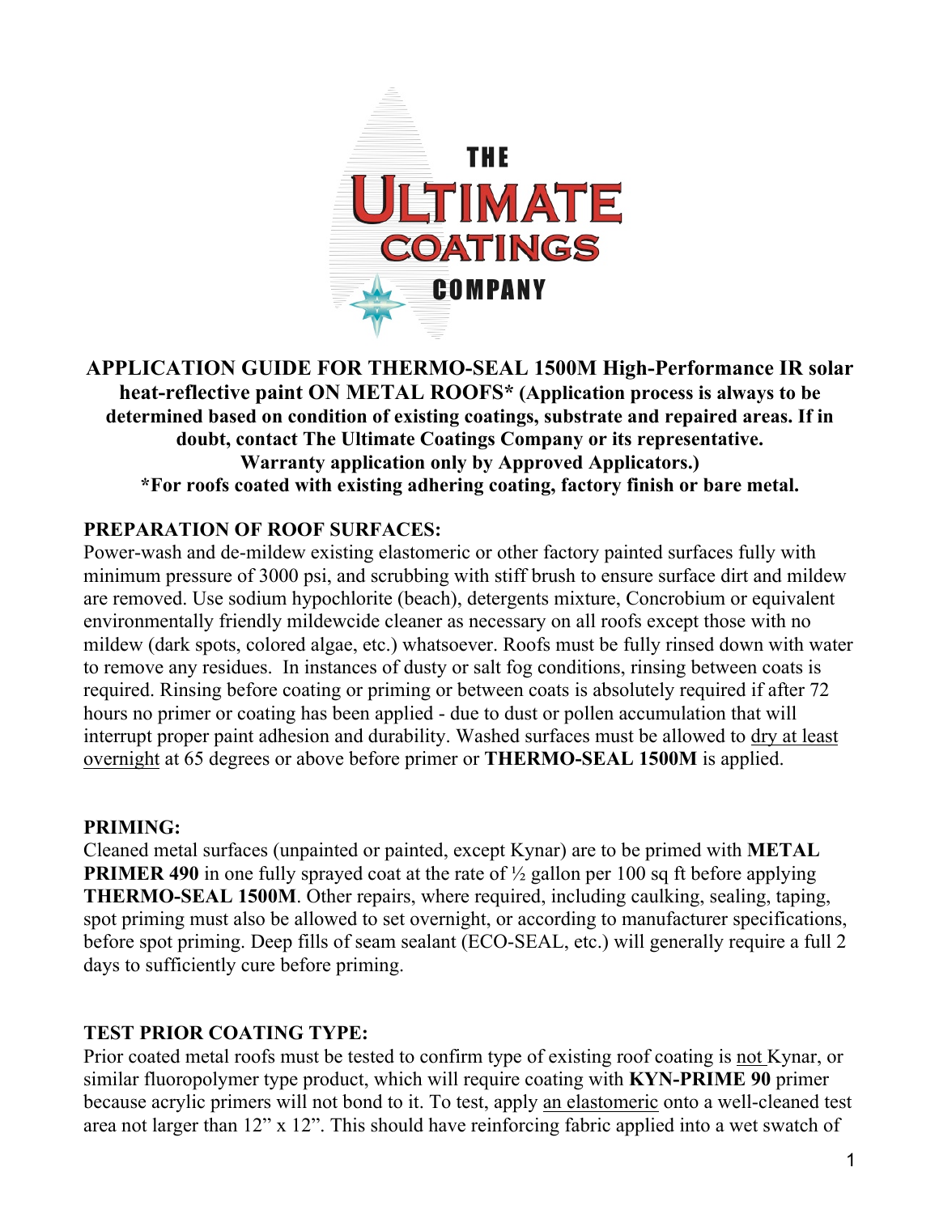THE ULTIMATE COATINGS COMPANY

**APPLICATION GUIDE FOR THERMO-SEAL 1500M High-Performance IR solar heat-reflective paint ON METAL ROOFS\* (Application process is always to be determined based on condition of existing coatings, substrate and repaired areas. If in doubt, contact The Ultimate Coatings Company or its representative. Warranty application only by Approved Applicators.)**
**\*For roofs coated with existing adhering coating, factory finish or bare metal.**

## PREPARATION OF ROOF SURFACES:

Power-wash and de-mildew existing elastomeric or other factory painted surfaces fully with minimum pressure of 3000 psi, and scrubbing with stiff brush to ensure surface dirt and mildew are removed. Use sodium hypochlorite (beach), detergents mixture, Concrobium or equivalent environmentally friendly mildewcide cleaner as necessary on all roofs except those with no mildew (dark spots, colored algae, etc.) whatsoever. Roofs must be fully rinsed down with water to remove any residues. In instances of dusty or salt fog conditions, rinsing between coats is required. Rinsing before coating or priming or between coats is absolutely required if after 72 hours no primer or coating has been applied - due to dust or pollen accumulation that will interrupt proper paint adhesion and durability. Washed surfaces must be allowed to <u>dry at least overnight</u> at 65 degrees or above before primer or **THERMO-SEAL 1500M** is applied.

## PRIMING:

Cleaned metal surfaces (unpainted or painted, except Kynar) are to be primed with **METAL PRIMER 490** in one fully sprayed coat at the rate of ½ gallon per 100 sq ft before applying **THERMO-SEAL 1500M**. Other repairs, where required, including caulking, sealing, taping, spot priming must also be allowed to set overnight, or according to manufacturer specifications, before spot priming. Deep fills of seam sealant (ECO-SEAL, etc.) will generally require a full 2 days to sufficiently cure before priming.

## TEST PRIOR COATING TYPE:

Prior coated metal roofs must be tested to confirm type of existing roof coating is <u>not</u> Kynar, or similar fluoropolymer type product, which will require coating with **KYN-PRIME 90** primer because acrylic primers will not bond to it. To test, apply <u>an elastomeric</u> onto a well-cleaned test area not larger than 12" x 12". This should have reinforcing fabric applied into a wet swatch of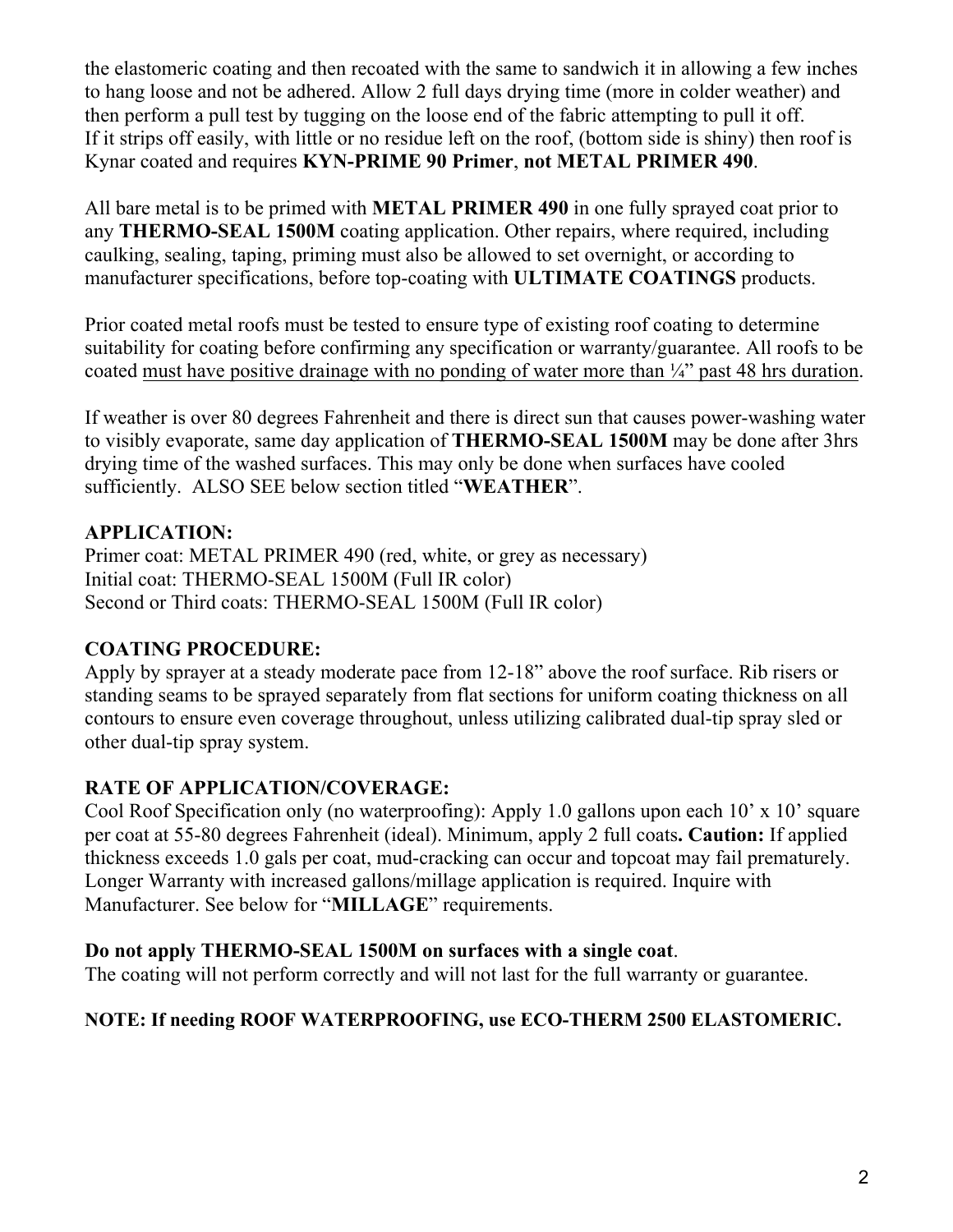the elastomeric coating and then recoated with the same to sandwich it in allowing a few inches to hang loose and not be adhered. Allow 2 full days drying time (more in colder weather) and then perform a pull test by tugging on the loose end of the fabric attempting to pull it off. If it strips off easily, with little or no residue left on the roof, (bottom side is shiny) then roof is Kynar coated and requires **KYN-PRIME 90 Primer**, **not METAL PRIMER 490**.

All bare metal is to be primed with **METAL PRIMER 490** in one fully sprayed coat prior to any **THERMO-SEAL 1500M** coating application. Other repairs, where required, including caulking, sealing, taping, priming must also be allowed to set overnight, or according to manufacturer specifications, before top-coating with **ULTIMATE COATINGS** products.

Prior coated metal roofs must be tested to ensure type of existing roof coating to determine suitability for coating before confirming any specification or warranty/guarantee. All roofs to be coated <u>must have positive drainage with no ponding of water more than ¼" past 48 hrs duration</u>.

If weather is over 80 degrees Fahrenheit and there is direct sun that causes power-washing water to visibly evaporate, same day application of **THERMO-SEAL 1500M** may be done after 3hrs drying time of the washed surfaces. This may only be done when surfaces have cooled sufficiently. ALSO SEE below section titled "**WEATHER**".

**APPLICATION:**
Primer coat: METAL PRIMER 490 (red, white, or grey as necessary)
Initial coat: THERMO-SEAL 1500M (Full IR color)
Second or Third coats: THERMO-SEAL 1500M (Full IR color)

**COATING PROCEDURE:**
Apply by sprayer at a steady moderate pace from 12-18" above the roof surface. Rib risers or standing seams to be sprayed separately from flat sections for uniform coating thickness on all contours to ensure even coverage throughout, unless utilizing calibrated dual-tip spray sled or other dual-tip spray system.

**RATE OF APPLICATION/COVERAGE:**
Cool Roof Specification only (no waterproofing): Apply 1.0 gallons upon each 10' x 10' square per coat at 55-80 degrees Fahrenheit (ideal). Minimum, apply 2 full coats**. Caution:** If applied thickness exceeds 1.0 gals per coat, mud-cracking can occur and topcoat may fail prematurely. Longer Warranty with increased gallons/millage application is required. Inquire with Manufacturer. See below for "**MILLAGE**" requirements.

**Do not apply THERMO-SEAL 1500M on surfaces with a single coat**.
The coating will not perform correctly and will not last for the full warranty or guarantee.

**NOTE: If needing ROOF WATERPROOFING, use ECO-THERM 2500 ELASTOMERIC.**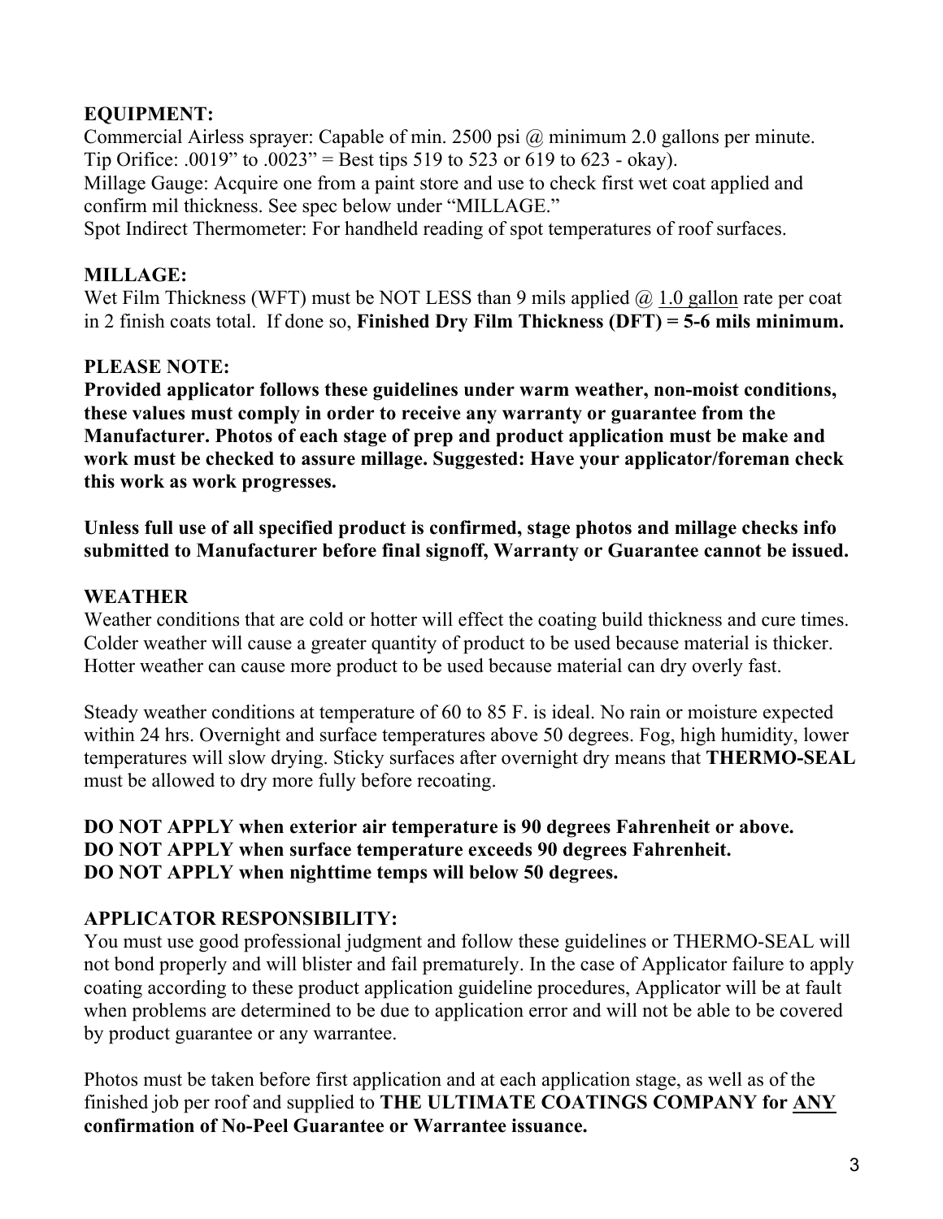**EQUIPMENT:**

Commercial Airless sprayer: Capable of min. 2500 psi @ minimum 2.0 gallons per minute.
Tip Orifice: .0019” to .0023” = Best tips 519 to 523 or 619 to 623 - okay).
Millage Gauge: Acquire one from a paint store and use to check first wet coat applied and confirm mil thickness. See spec below under “MILLAGE.”
Spot Indirect Thermometer: For handheld reading of spot temperatures of roof surfaces.

**MILLAGE:**

Wet Film Thickness (WFT) must be NOT LESS than 9 mils applied @ 1.0 gallon rate per coat in 2 finish coats total. If done so, **Finished Dry Film Thickness (DFT) = 5-6 mils minimum.**

**PLEASE NOTE:**

**Provided applicator follows these guidelines under warm weather, non-moist conditions, these values must comply in order to receive any warranty or guarantee from the Manufacturer. Photos of each stage of prep and product application must be make and work must be checked to assure millage. Suggested: Have your applicator/foreman check this work as work progresses.**

**Unless full use of all specified product is confirmed, stage photos and millage checks info submitted to Manufacturer before final signoff, Warranty or Guarantee cannot be issued.**

**WEATHER**

Weather conditions that are cold or hotter will effect the coating build thickness and cure times. Colder weather will cause a greater quantity of product to be used because material is thicker. Hotter weather can cause more product to be used because material can dry overly fast.

Steady weather conditions at temperature of 60 to 85 F. is ideal. No rain or moisture expected within 24 hrs. Overnight and surface temperatures above 50 degrees. Fog, high humidity, lower temperatures will slow drying. Sticky surfaces after overnight dry means that **THERMO-SEAL** must be allowed to dry more fully before recoating.

**DO NOT APPLY when exterior air temperature is 90 degrees Fahrenheit or above.**
**DO NOT APPLY when surface temperature exceeds 90 degrees Fahrenheit.**
**DO NOT APPLY when nighttime temps will below 50 degrees.**

**APPLICATOR RESPONSIBILITY:**

You must use good professional judgment and follow these guidelines or THERMO-SEAL will not bond properly and will blister and fail prematurely. In the case of Applicator failure to apply coating according to these product application guideline procedures, Applicator will be at fault when problems are determined to be due to application error and will not be able to be covered by product guarantee or any warrantee.

Photos must be taken before first application and at each application stage, as well as of the finished job per roof and supplied to **THE ULTIMATE COATINGS COMPANY for ANY confirmation of No-Peel Guarantee or Warrantee issuance.**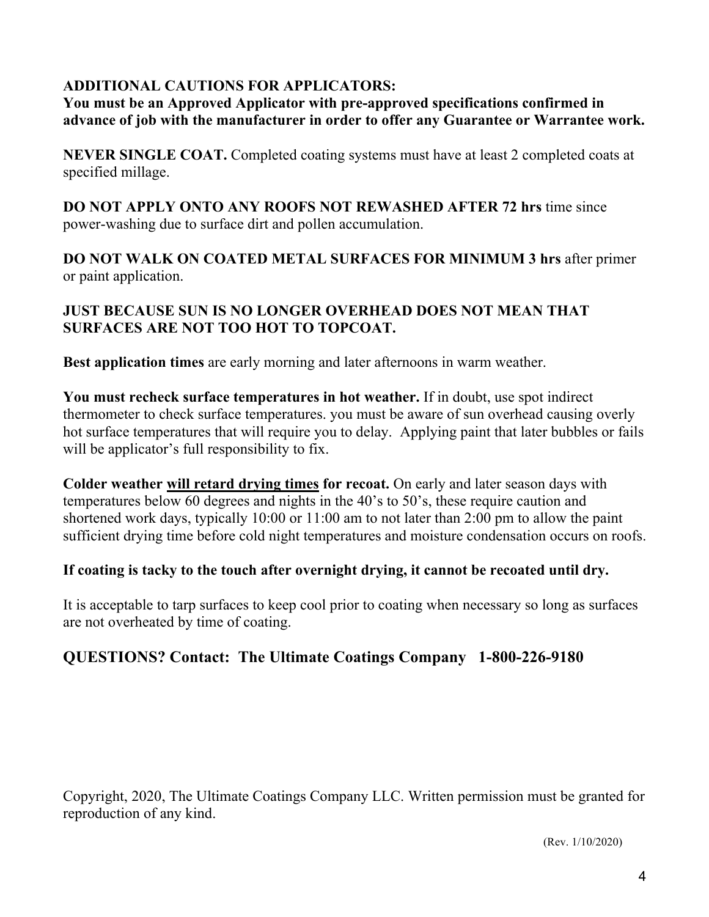**ADDITIONAL CAUTIONS FOR APPLICATORS:**
**You must be an Approved Applicator with pre-approved specifications confirmed in advance of job with the manufacturer in order to offer any Guarantee or Warrantee work.**

**NEVER SINGLE COAT.** Completed coating systems must have at least 2 completed coats at specified millage.

**DO NOT APPLY ONTO ANY ROOFS NOT REWASHED AFTER 72 hrs** time since power-washing due to surface dirt and pollen accumulation.

**DO NOT WALK ON COATED METAL SURFACES FOR MINIMUM 3 hrs** after primer or paint application.

**JUST BECAUSE SUN IS NO LONGER OVERHEAD DOES NOT MEAN THAT SURFACES ARE NOT TOO HOT TO TOPCOAT.**

**Best application times** are early morning and later afternoons in warm weather.

**You must recheck surface temperatures in hot weather.** If in doubt, use spot indirect thermometer to check surface temperatures. you must be aware of sun overhead causing overly hot surface temperatures that will require you to delay. Applying paint that later bubbles or fails will be applicator's full responsibility to fix.

**Colder weather <u>will retard drying times</u> for recoat.** On early and later season days with temperatures below 60 degrees and nights in the 40's to 50's, these require caution and shortened work days, typically 10:00 or 11:00 am to not later than 2:00 pm to allow the paint sufficient drying time before cold night temperatures and moisture condensation occurs on roofs.

**If coating is tacky to the touch after overnight drying, it cannot be recoated until dry.**

It is acceptable to tarp surfaces to keep cool prior to coating when necessary so long as surfaces are not overheated by time of coating.

## QUESTIONS? Contact: The Ultimate Coatings Company 1-800-226-9180

Copyright, 2020, The Ultimate Coatings Company LLC. Written permission must be granted for reproduction of any kind.

(Rev. 1/10/2020)